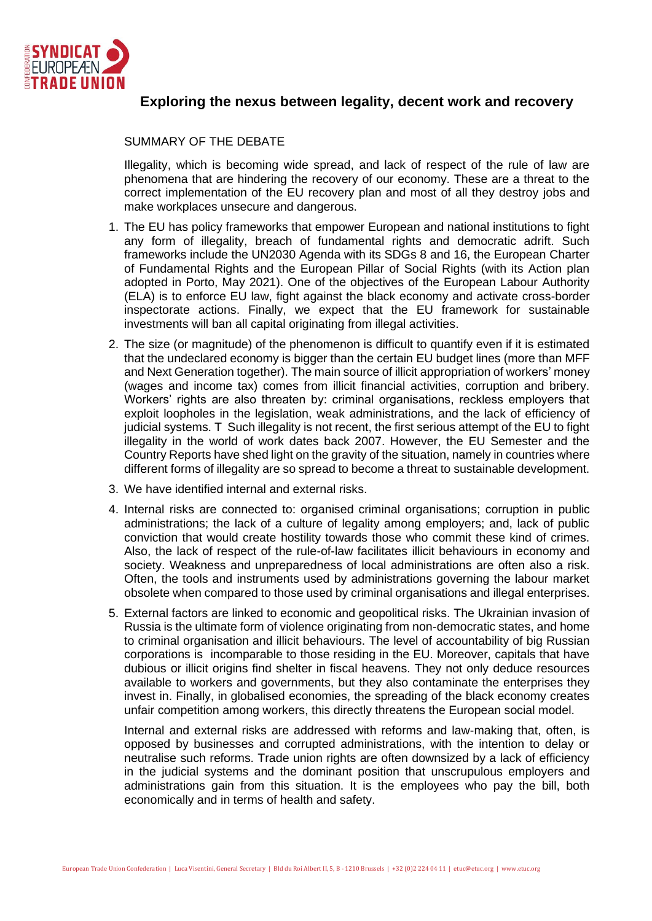# Exploring the nexus between legality, decent work and recovery

SUMMARY OF THE DEBATE

Illegality, which is becoming wide spread, and lack of respect of the rule of law are phenomena that are hindering the recovery of our economy. These are a threat to the correct implementation of the EU recovery plan and most of all they destroy jobs and make workplaces unsecure and dangerous.

1. The EU has policy frameworks that empower European and national institutions to fight any form of illegality, breach of fundamental rights and democratic adrift. Such frameworks include the UN2030 Agenda with its SDGs 8 and 16, the European Charter of Fundamental Rights and the European Pillar of Social Rights (with its Action plan adopted in Porto, May 2021). One of the objectives of the European Labour Authority (ELA) is to enforce EU law, fight against the black economy and activate cross-border inspectorate actions. Finally, we expect that the EU framework for sustainable investments will ban all capital originating from illegal activities.
2. The size (or magnitude) of the phenomenon is difficult to quantify even if it is estimated that the undeclared economy is bigger than the certain EU budget lines (more than MFF and Next Generation together). The main source of illicit appropriation of workers' money (wages and income tax) comes from illicit financial activities, corruption and bribery. Workers' rights are also threaten by: criminal organisations, reckless employers that exploit loopholes in the legislation, weak administrations, and the lack of efficiency of judicial systems. T Such illegality is not recent, the first serious attempt of the EU to fight illegality in the world of work dates back 2007. However, the EU Semester and the Country Reports have shed light on the gravity of the situation, namely in countries where different forms of illegality are so spread to become a threat to sustainable development.
3. We have identified internal and external risks.
4. Internal risks are connected to: organised criminal organisations; corruption in public administrations; the lack of a culture of legality among employers; and, lack of public conviction that would create hostility towards those who commit these kind of crimes. Also, the lack of respect of the rule-of-law facilitates illicit behaviours in economy and society. Weakness and unpreparedness of local administrations are often also a risk. Often, the tools and instruments used by administrations governing the labour market obsolete when compared to those used by criminal organisations and illegal enterprises.
5. External factors are linked to economic and geopolitical risks. The Ukrainian invasion of Russia is the ultimate form of violence originating from non-democratic states, and home to criminal organisation and illicit behaviours. The level of accountability of big Russian corporations is incomparable to those residing in the EU. Moreover, capitals that have dubious or illicit origins find shelter in fiscal heavens. They not only deduce resources available to workers and governments, but they also contaminate the enterprises they invest in. Finally, in globalised economies, the spreading of the black economy creates unfair competition among workers, this directly threatens the European social model.

Internal and external risks are addressed with reforms and law-making that, often, is opposed by businesses and corrupted administrations, with the intention to delay or neutralise such reforms. Trade union rights are often downsized by a lack of efficiency in the judicial systems and the dominant position that unscrupulous employers and administrations gain from this situation. It is the employees who pay the bill, both economically and in terms of health and safety.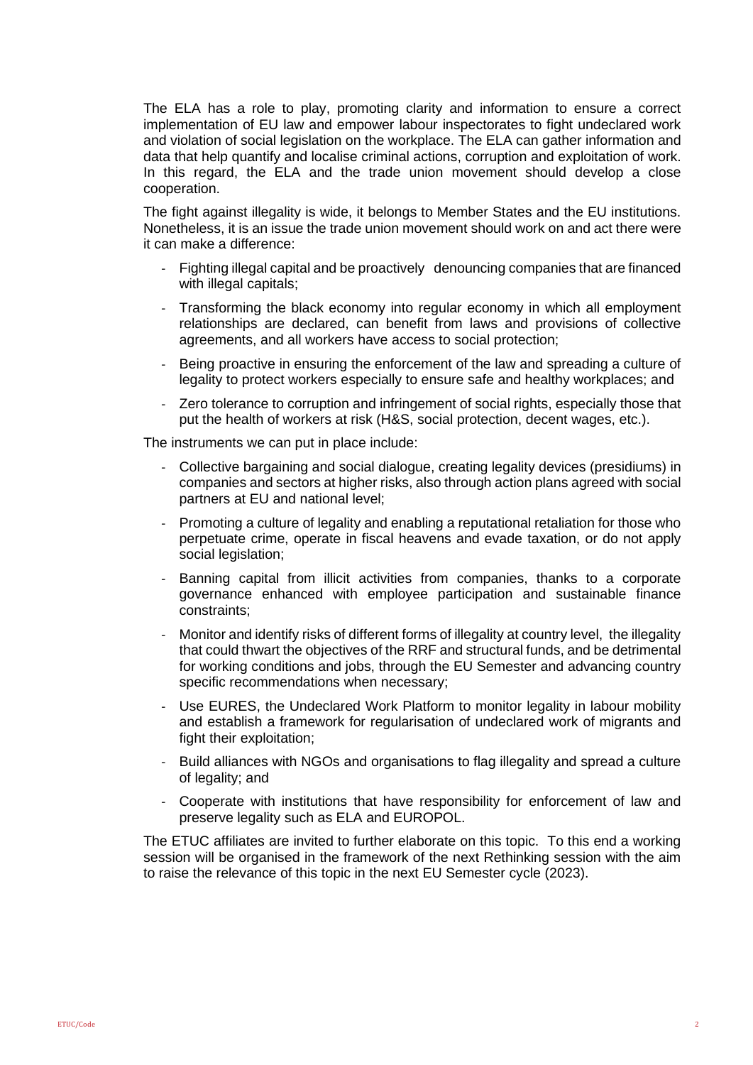The ELA has a role to play, promoting clarity and information to ensure a correct implementation of EU law and empower labour inspectorates to fight undeclared work and violation of social legislation on the workplace. The ELA can gather information and data that help quantify and localise criminal actions, corruption and exploitation of work. In this regard, the ELA and the trade union movement should develop a close cooperation.

The fight against illegality is wide, it belongs to Member States and the EU institutions. Nonetheless, it is an issue the trade union movement should work on and act there were it can make a difference:

- Fighting illegal capital and be proactively denouncing companies that are financed with illegal capitals;
- Transforming the black economy into regular economy in which all employment relationships are declared, can benefit from laws and provisions of collective agreements, and all workers have access to social protection;
- Being proactive in ensuring the enforcement of the law and spreading a culture of legality to protect workers especially to ensure safe and healthy workplaces; and
- Zero tolerance to corruption and infringement of social rights, especially those that put the health of workers at risk (H&S, social protection, decent wages, etc.).

The instruments we can put in place include:

- Collective bargaining and social dialogue, creating legality devices (presidiums) in companies and sectors at higher risks, also through action plans agreed with social partners at EU and national level;
- Promoting a culture of legality and enabling a reputational retaliation for those who perpetuate crime, operate in fiscal heavens and evade taxation, or do not apply social legislation;
- Banning capital from illicit activities from companies, thanks to a corporate governance enhanced with employee participation and sustainable finance constraints;
- Monitor and identify risks of different forms of illegality at country level, the illegality that could thwart the objectives of the RRF and structural funds, and be detrimental for working conditions and jobs, through the EU Semester and advancing country specific recommendations when necessary;
- Use EURES, the Undeclared Work Platform to monitor legality in labour mobility and establish a framework for regularisation of undeclared work of migrants and fight their exploitation;
- Build alliances with NGOs and organisations to flag illegality and spread a culture of legality; and
- Cooperate with institutions that have responsibility for enforcement of law and preserve legality such as ELA and EUROPOL.

The ETUC affiliates are invited to further elaborate on this topic. To this end a working session will be organised in the framework of the next Rethinking session with the aim to raise the relevance of this topic in the next EU Semester cycle (2023).